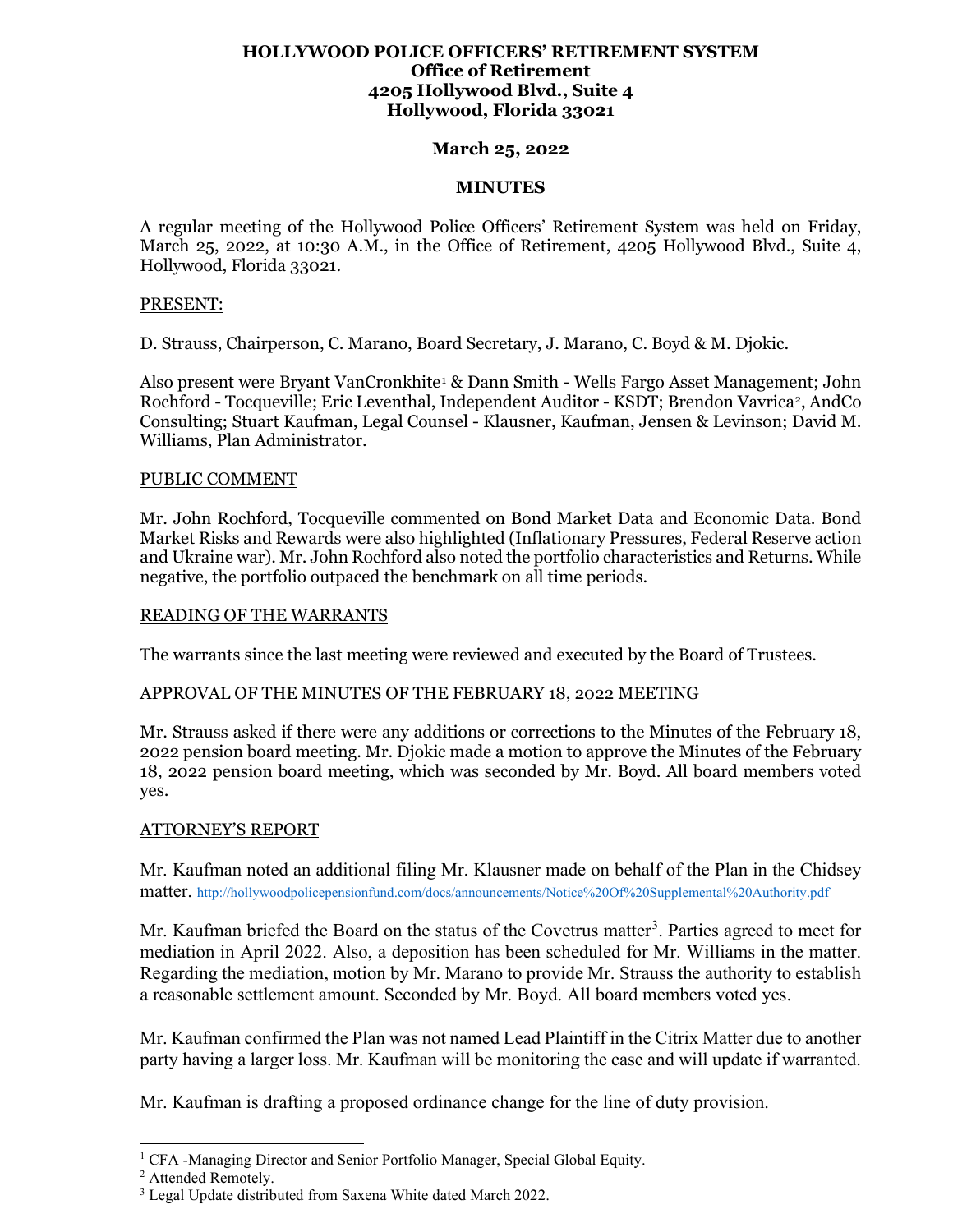**HOLLYWOOD POLICE OFFICERS' RETIREMENT SYSTEM**
**Office of Retirement**
**4205 Hollywood Blvd., Suite 4**
**Hollywood, Florida 33021**

**March 25, 2022**

**MINUTES**

A regular meeting of the Hollywood Police Officers' Retirement System was held on Friday, March 25, 2022, at 10:30 A.M., in the Office of Retirement, 4205 Hollywood Blvd., Suite 4, Hollywood, Florida 33021.

PRESENT:

D. Strauss, Chairperson, C. Marano, Board Secretary, J. Marano, C. Boyd & M. Djokic.

Also present were Bryant VanCronkhite[1] & Dann Smith - Wells Fargo Asset Management; John Rochford - Tocqueville; Eric Leventhal, Independent Auditor - KSDT; Brendon Vavrica[2], AndCo Consulting; Stuart Kaufman, Legal Counsel - Klausner, Kaufman, Jensen & Levinson; David M. Williams, Plan Administrator.

PUBLIC COMMENT

Mr. John Rochford, Tocqueville commented on Bond Market Data and Economic Data. Bond Market Risks and Rewards were also highlighted (Inflationary Pressures, Federal Reserve action and Ukraine war). Mr. John Rochford also noted the portfolio characteristics and Returns. While negative, the portfolio outpaced the benchmark on all time periods.

READING OF THE WARRANTS

The warrants since the last meeting were reviewed and executed by the Board of Trustees.

APPROVAL OF THE MINUTES OF THE FEBRUARY 18, 2022 MEETING

Mr. Strauss asked if there were any additions or corrections to the Minutes of the February 18, 2022 pension board meeting. Mr. Djokic made a motion to approve the Minutes of the February 18, 2022 pension board meeting, which was seconded by Mr. Boyd. All board members voted yes.

ATTORNEY'S REPORT

Mr. Kaufman noted an additional filing Mr. Klausner made on behalf of the Plan in the Chidsey matter. http://hollywoodpolicepensionfund.com/docs/announcements/Notice%20Of%20Supplemental%20Authority.pdf

Mr. Kaufman briefed the Board on the status of the Covetrus matter[3]. Parties agreed to meet for mediation in April 2022. Also, a deposition has been scheduled for Mr. Williams in the matter. Regarding the mediation, motion by Mr. Marano to provide Mr. Strauss the authority to establish a reasonable settlement amount. Seconded by Mr. Boyd. All board members voted yes.

Mr. Kaufman confirmed the Plan was not named Lead Plaintiff in the Citrix Matter due to another party having a larger loss. Mr. Kaufman will be monitoring the case and will update if warranted.

Mr. Kaufman is drafting a proposed ordinance change for the line of duty provision.

---

[1] CFA -Managing Director and Senior Portfolio Manager, Special Global Equity.
[2] Attended Remotely.
[3] Legal Update distributed from Saxena White dated March 2022.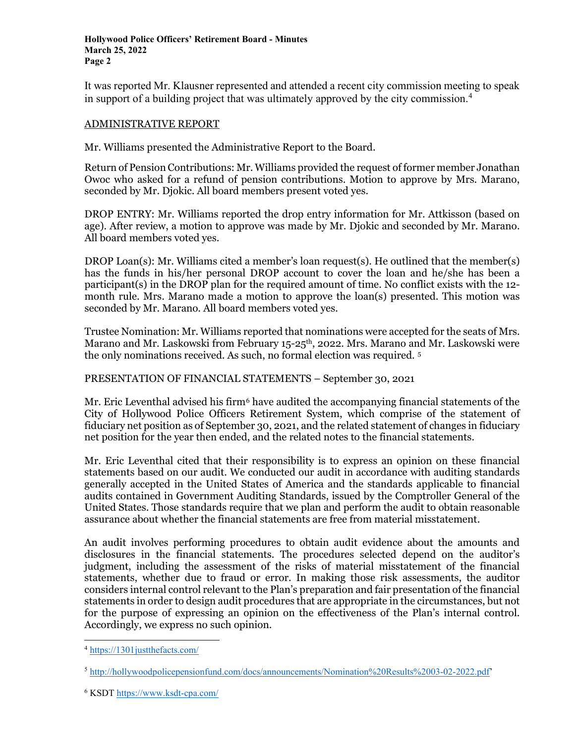It was reported Mr. Klausner represented and attended a recent city commission meeting to speak in support of a building project that was ultimately approved by the city commission.[4]

ADMINISTRATIVE REPORT

Mr. Williams presented the Administrative Report to the Board.

Return of Pension Contributions: Mr. Williams provided the request of former member Jonathan Owoc who asked for a refund of pension contributions. Motion to approve by Mrs. Marano, seconded by Mr. Djokic. All board members present voted yes.

DROP ENTRY: Mr. Williams reported the drop entry information for Mr. Attkisson (based on age). After review, a motion to approve was made by Mr. Djokic and seconded by Mr. Marano. All board members voted yes.

DROP Loan(s): Mr. Williams cited a member's loan request(s). He outlined that the member(s) has the funds in his/her personal DROP account to cover the loan and he/she has been a participant(s) in the DROP plan for the required amount of time. No conflict exists with the 12-month rule. Mrs. Marano made a motion to approve the loan(s) presented. This motion was seconded by Mr. Marano. All board members voted yes.

Trustee Nomination: Mr. Williams reported that nominations were accepted for the seats of Mrs. Marano and Mr. Laskowski from February 15-25th, 2022. Mrs. Marano and Mr. Laskowski were the only nominations received. As such, no formal election was required. [5]

PRESENTATION OF FINANCIAL STATEMENTS – September 30, 2021

Mr. Eric Leventhal advised his firm[6] have audited the accompanying financial statements of the City of Hollywood Police Officers Retirement System, which comprise of the statement of fiduciary net position as of September 30, 2021, and the related statement of changes in fiduciary net position for the year then ended, and the related notes to the financial statements.

Mr. Eric Leventhal cited that their responsibility is to express an opinion on these financial statements based on our audit. We conducted our audit in accordance with auditing standards generally accepted in the United States of America and the standards applicable to financial audits contained in Government Auditing Standards, issued by the Comptroller General of the United States. Those standards require that we plan and perform the audit to obtain reasonable assurance about whether the financial statements are free from material misstatement.

An audit involves performing procedures to obtain audit evidence about the amounts and disclosures in the financial statements. The procedures selected depend on the auditor's judgment, including the assessment of the risks of material misstatement of the financial statements, whether due to fraud or error. In making those risk assessments, the auditor considers internal control relevant to the Plan's preparation and fair presentation of the financial statements in order to design audit procedures that are appropriate in the circumstances, but not for the purpose of expressing an opinion on the effectiveness of the Plan's internal control. Accordingly, we express no such opinion.

---

[4] https://1301justthefacts.com/

[5] http://hollywoodpolicepensionfund.com/docs/announcements/Nomination%20Results%2003-02-2022.pdf'

[6] KSDT https://www.ksdt-cpa.com/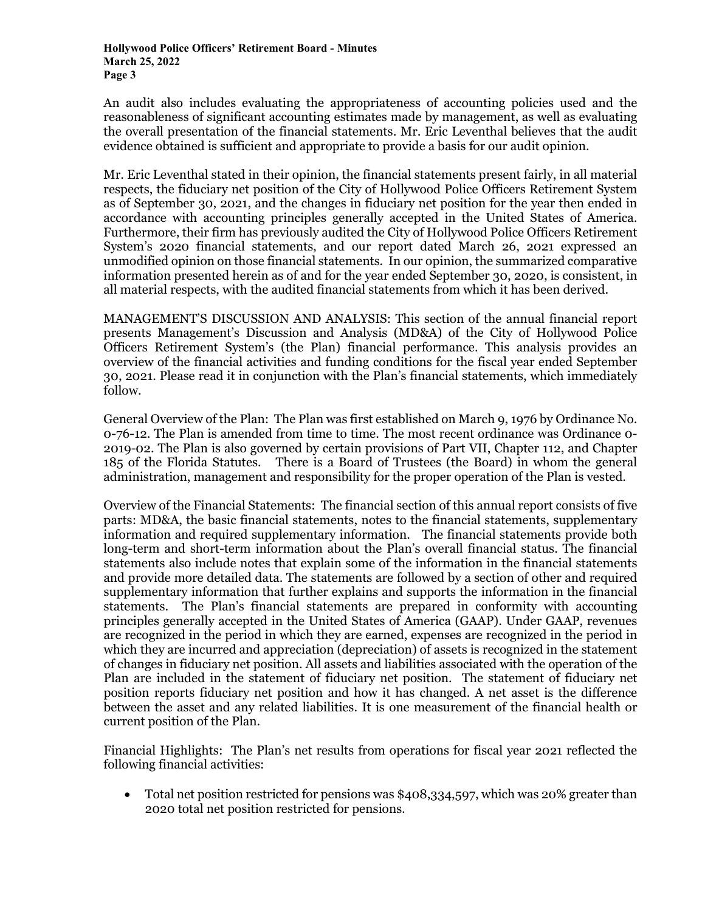An audit also includes evaluating the appropriateness of accounting policies used and the reasonableness of significant accounting estimates made by management, as well as evaluating the overall presentation of the financial statements. Mr. Eric Leventhal believes that the audit evidence obtained is sufficient and appropriate to provide a basis for our audit opinion.

Mr. Eric Leventhal stated in their opinion, the financial statements present fairly, in all material respects, the fiduciary net position of the City of Hollywood Police Officers Retirement System as of September 30, 2021, and the changes in fiduciary net position for the year then ended in accordance with accounting principles generally accepted in the United States of America. Furthermore, their firm has previously audited the City of Hollywood Police Officers Retirement System's 2020 financial statements, and our report dated March 26, 2021 expressed an unmodified opinion on those financial statements. In our opinion, the summarized comparative information presented herein as of and for the year ended September 30, 2020, is consistent, in all material respects, with the audited financial statements from which it has been derived.

MANAGEMENT'S DISCUSSION AND ANALYSIS: This section of the annual financial report presents Management's Discussion and Analysis (MD&A) of the City of Hollywood Police Officers Retirement System's (the Plan) financial performance. This analysis provides an overview of the financial activities and funding conditions for the fiscal year ended September 30, 2021. Please read it in conjunction with the Plan's financial statements, which immediately follow.

General Overview of the Plan: The Plan was first established on March 9, 1976 by Ordinance No. 0-76-12. The Plan is amended from time to time. The most recent ordinance was Ordinance 0-2019-02. The Plan is also governed by certain provisions of Part VII, Chapter 112, and Chapter 185 of the Florida Statutes. There is a Board of Trustees (the Board) in whom the general administration, management and responsibility for the proper operation of the Plan is vested.

Overview of the Financial Statements: The financial section of this annual report consists of five parts: MD&A, the basic financial statements, notes to the financial statements, supplementary information and required supplementary information. The financial statements provide both long-term and short-term information about the Plan's overall financial status. The financial statements also include notes that explain some of the information in the financial statements and provide more detailed data. The statements are followed by a section of other and required supplementary information that further explains and supports the information in the financial statements. The Plan's financial statements are prepared in conformity with accounting principles generally accepted in the United States of America (GAAP). Under GAAP, revenues are recognized in the period in which they are earned, expenses are recognized in the period in which they are incurred and appreciation (depreciation) of assets is recognized in the statement of changes in fiduciary net position. All assets and liabilities associated with the operation of the Plan are included in the statement of fiduciary net position. The statement of fiduciary net position reports fiduciary net position and how it has changed. A net asset is the difference between the asset and any related liabilities. It is one measurement of the financial health or current position of the Plan.

Financial Highlights: The Plan's net results from operations for fiscal year 2021 reflected the following financial activities:

- Total net position restricted for pensions was $408,334,597, which was 20% greater than 2020 total net position restricted for pensions.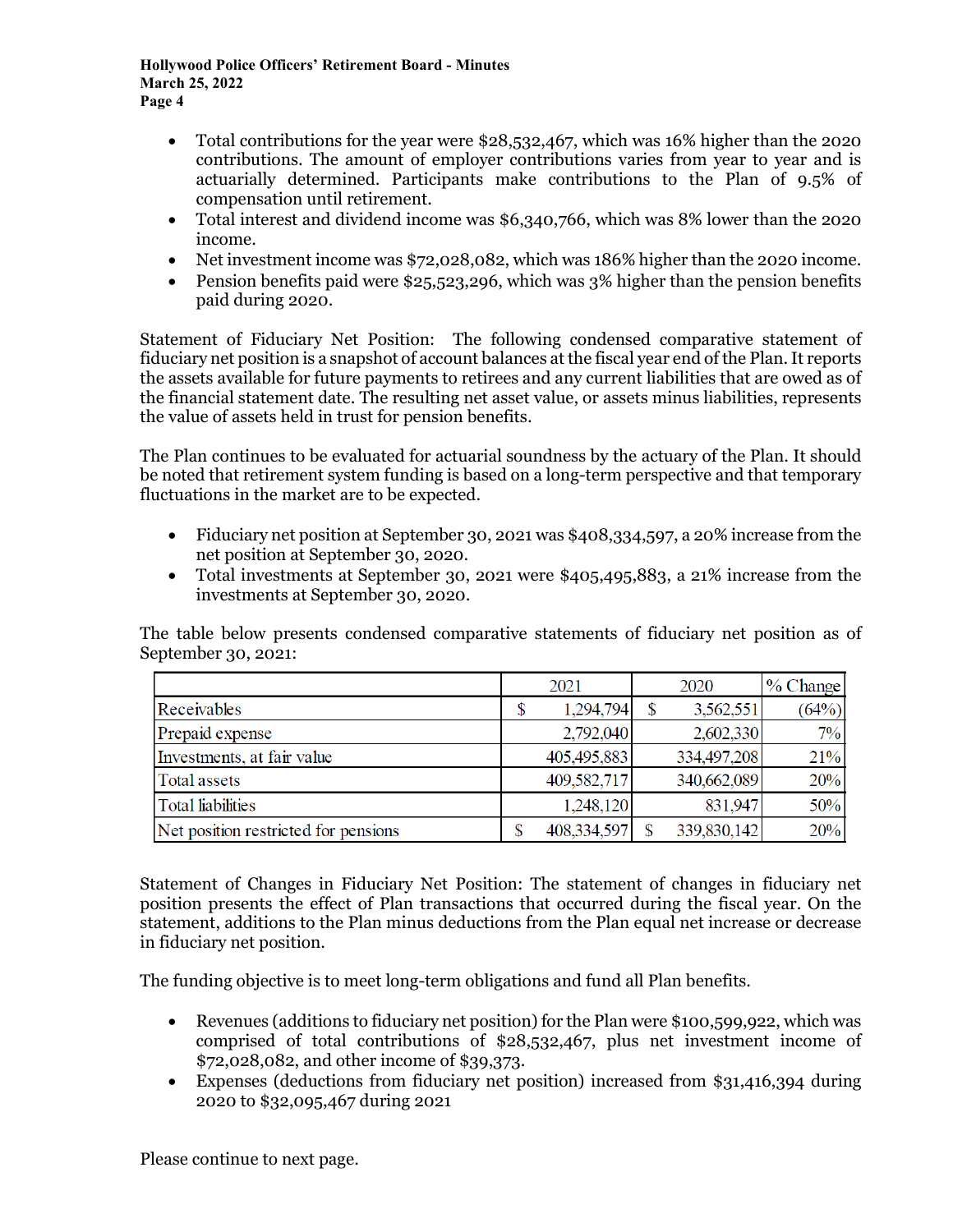- Total contributions for the year were $28,532,467, which was 16% higher than the 2020 contributions. The amount of employer contributions varies from year to year and is actuarially determined. Participants make contributions to the Plan of 9.5% of compensation until retirement.
- Total interest and dividend income was $6,340,766, which was 8% lower than the 2020 income.
- Net investment income was $72,028,082, which was 186% higher than the 2020 income.
- Pension benefits paid were $25,523,296, which was 3% higher than the pension benefits paid during 2020.

Statement of Fiduciary Net Position: The following condensed comparative statement of fiduciary net position is a snapshot of account balances at the fiscal year end of the Plan. It reports the assets available for future payments to retirees and any current liabilities that are owed as of the financial statement date. The resulting net asset value, or assets minus liabilities, represents the value of assets held in trust for pension benefits.

The Plan continues to be evaluated for actuarial soundness by the actuary of the Plan. It should be noted that retirement system funding is based on a long-term perspective and that temporary fluctuations in the market are to be expected.

- Fiduciary net position at September 30, 2021 was $408,334,597, a 20% increase from the net position at September 30, 2020.
- Total investments at September 30, 2021 were $405,495,883, a 21% increase from the investments at September 30, 2020.

The table below presents condensed comparative statements of fiduciary net position as of September 30, 2021:

| | 2021 | 2020 | % Change |
|---|---|---|---|
| Receivables | $ 1,294,794 | $ 3,562,551 | (64%) |
| Prepaid expense | 2,792,040 | 2,602,330 | 7% |
| Investments, at fair value | 405,495,883 | 334,497,208 | 21% |
| Total assets | 409,582,717 | 340,662,089 | 20% |
| Total liabilities | 1,248,120 | 831,947 | 50% |
| Net position restricted for pensions | $ 408,334,597 | $ 339,830,142 | 20% |

Statement of Changes in Fiduciary Net Position: The statement of changes in fiduciary net position presents the effect of Plan transactions that occurred during the fiscal year. On the statement, additions to the Plan minus deductions from the Plan equal net increase or decrease in fiduciary net position.

The funding objective is to meet long-term obligations and fund all Plan benefits.

- Revenues (additions to fiduciary net position) for the Plan were $100,599,922, which was comprised of total contributions of $28,532,467, plus net investment income of $72,028,082, and other income of $39,373.
- Expenses (deductions from fiduciary net position) increased from $31,416,394 during 2020 to $32,095,467 during 2021

Please continue to next page.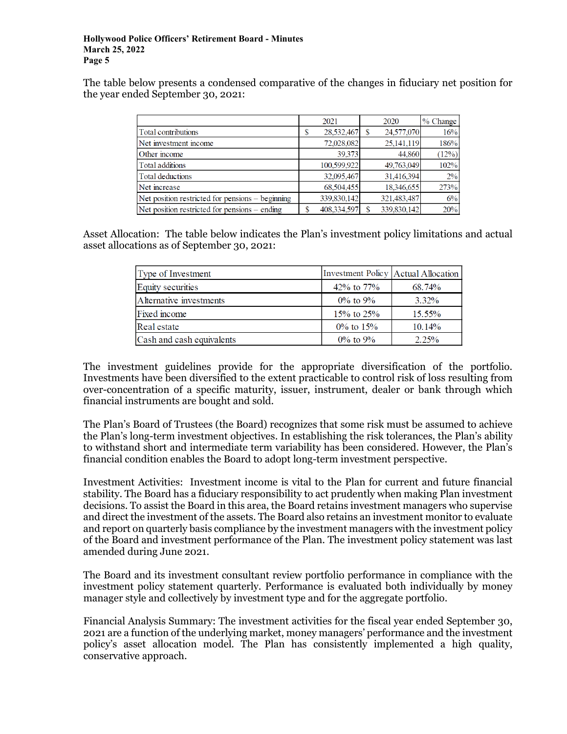The table below presents a condensed comparative of the changes in fiduciary net position for the year ended September 30, 2021:

| | 2021 | 2020 | % Change |
|---|---|---|---|
| Total contributions | $ 28,532,467 | $ 24,577,070 | 16% |
| Net investment income | 72,028,082 | 25,141,119 | 186% |
| Other income | 39,373 | 44,860 | (12%) |
| Total additions | 100,599,922 | 49,763,049 | 102% |
| Total deductions | 32,095,467 | 31,416,394 | 2% |
| Net increase | 68,504,455 | 18,346,655 | 273% |
| Net position restricted for pensions – beginning | 339,830,142 | 321,483,487 | 6% |
| Net position restricted for pensions – ending | $ 408,334,597 | $ 339,830,142 | 20% |

Asset Allocation: The table below indicates the Plan's investment policy limitations and actual asset allocations as of September 30, 2021:

| Type of Investment | Investment Policy | Actual Allocation |
|---|---|---|
| Equity securities | 42% to 77% | 68.74% |
| Alternative investments | 0% to 9% | 3.32% |
| Fixed income | 15% to 25% | 15.55% |
| Real estate | 0% to 15% | 10.14% |
| Cash and cash equivalents | 0% to 9% | 2.25% |

The investment guidelines provide for the appropriate diversification of the portfolio. Investments have been diversified to the extent practicable to control risk of loss resulting from over-concentration of a specific maturity, issuer, instrument, dealer or bank through which financial instruments are bought and sold.

The Plan's Board of Trustees (the Board) recognizes that some risk must be assumed to achieve the Plan's long-term investment objectives. In establishing the risk tolerances, the Plan's ability to withstand short and intermediate term variability has been considered. However, the Plan's financial condition enables the Board to adopt long-term investment perspective.

Investment Activities: Investment income is vital to the Plan for current and future financial stability. The Board has a fiduciary responsibility to act prudently when making Plan investment decisions. To assist the Board in this area, the Board retains investment managers who supervise and direct the investment of the assets. The Board also retains an investment monitor to evaluate and report on quarterly basis compliance by the investment managers with the investment policy of the Board and investment performance of the Plan. The investment policy statement was last amended during June 2021.

The Board and its investment consultant review portfolio performance in compliance with the investment policy statement quarterly. Performance is evaluated both individually by money manager style and collectively by investment type and for the aggregate portfolio.

Financial Analysis Summary: The investment activities for the fiscal year ended September 30, 2021 are a function of the underlying market, money managers' performance and the investment policy's asset allocation model. The Plan has consistently implemented a high quality, conservative approach.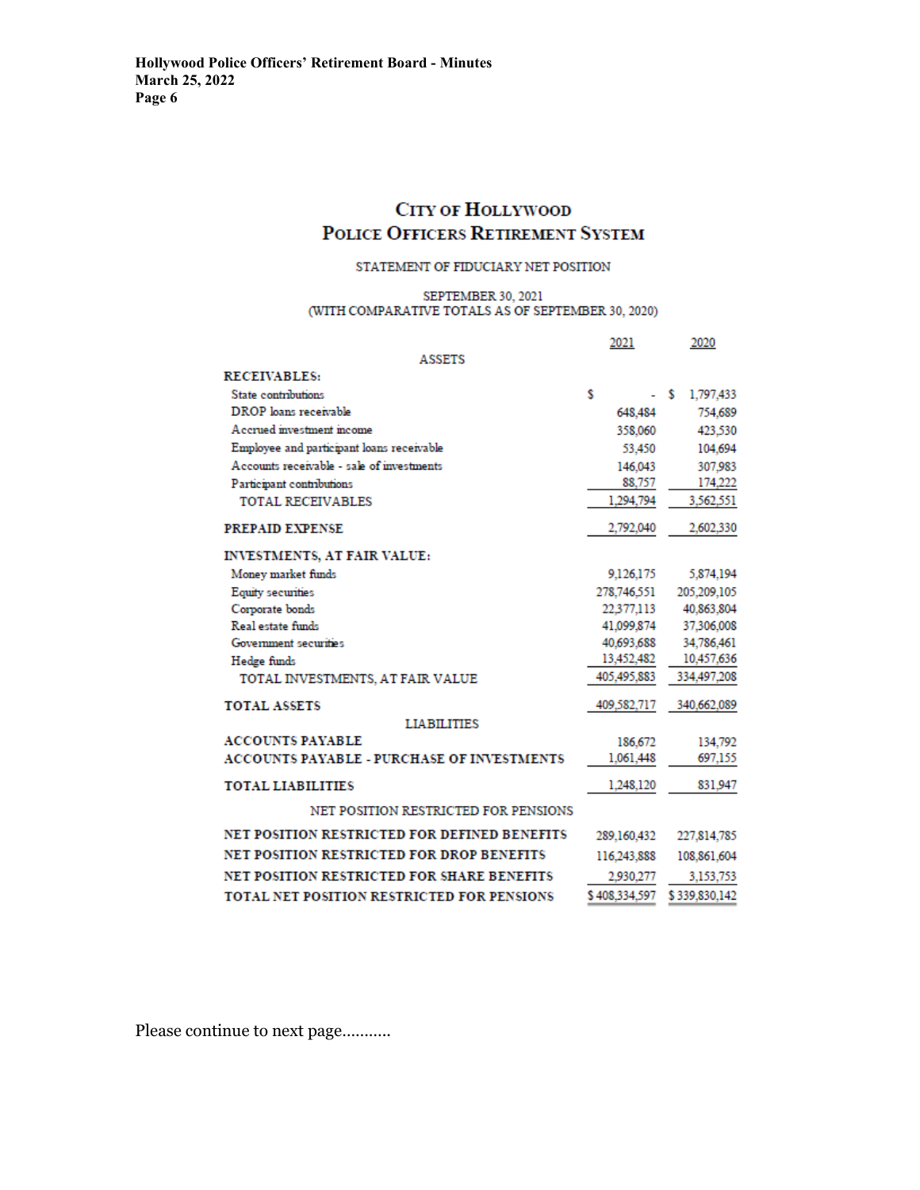# City of Hollywood
# Police Officers Retirement System

STATEMENT OF FIDUCIARY NET POSITION

SEPTEMBER 30, 2021
(WITH COMPARATIVE TOTALS AS OF SEPTEMBER 30, 2020)

| | 2021 | 2020 |
|---|---|---|
| **ASSETS** | | |
| **RECEIVABLES:** | | |
| State contributions | $ - | $ 1,797,433 |
| DROP loans receivable | 648,484 | 754,689 |
| Accrued investment income | 358,060 | 423,530 |
| Employee and participant loans receivable | 53,450 | 104,694 |
| Accounts receivable - sale of investments | 146,043 | 307,983 |
| Participant contributions | 88,757 | 174,222 |
| TOTAL RECEIVABLES | 1,294,794 | 3,562,551 |
| **PREPAID EXPENSE** | 2,792,040 | 2,602,330 |
| **INVESTMENTS, AT FAIR VALUE:** | | |
| Money market funds | 9,126,175 | 5,874,194 |
| Equity securities | 278,746,551 | 205,209,105 |
| Corporate bonds | 22,377,113 | 40,863,804 |
| Real estate funds | 41,099,874 | 37,306,008 |
| Government securities | 40,693,688 | 34,786,461 |
| Hedge funds | 13,452,482 | 10,457,636 |
| TOTAL INVESTMENTS, AT FAIR VALUE | 405,495,883 | 334,497,208 |
| **TOTAL ASSETS** | 409,582,717 | 340,662,089 |
| **LIABILITIES** | | |
| **ACCOUNTS PAYABLE** | 186,672 | 134,792 |
| **ACCOUNTS PAYABLE - PURCHASE OF INVESTMENTS** | 1,061,448 | 697,155 |
| **TOTAL LIABILITIES** | 1,248,120 | 831,947 |
| **NET POSITION RESTRICTED FOR PENSIONS** | | |
| **NET POSITION RESTRICTED FOR DEFINED BENEFITS** | 289,160,432 | 227,814,785 |
| **NET POSITION RESTRICTED FOR DROP BENEFITS** | 116,243,888 | 108,861,604 |
| **NET POSITION RESTRICTED FOR SHARE BENEFITS** | 2,930,277 | 3,153,753 |
| **TOTAL NET POSITION RESTRICTED FOR PENSIONS** | $ 408,334,597 | $ 339,830,142 |

Please continue to next page...........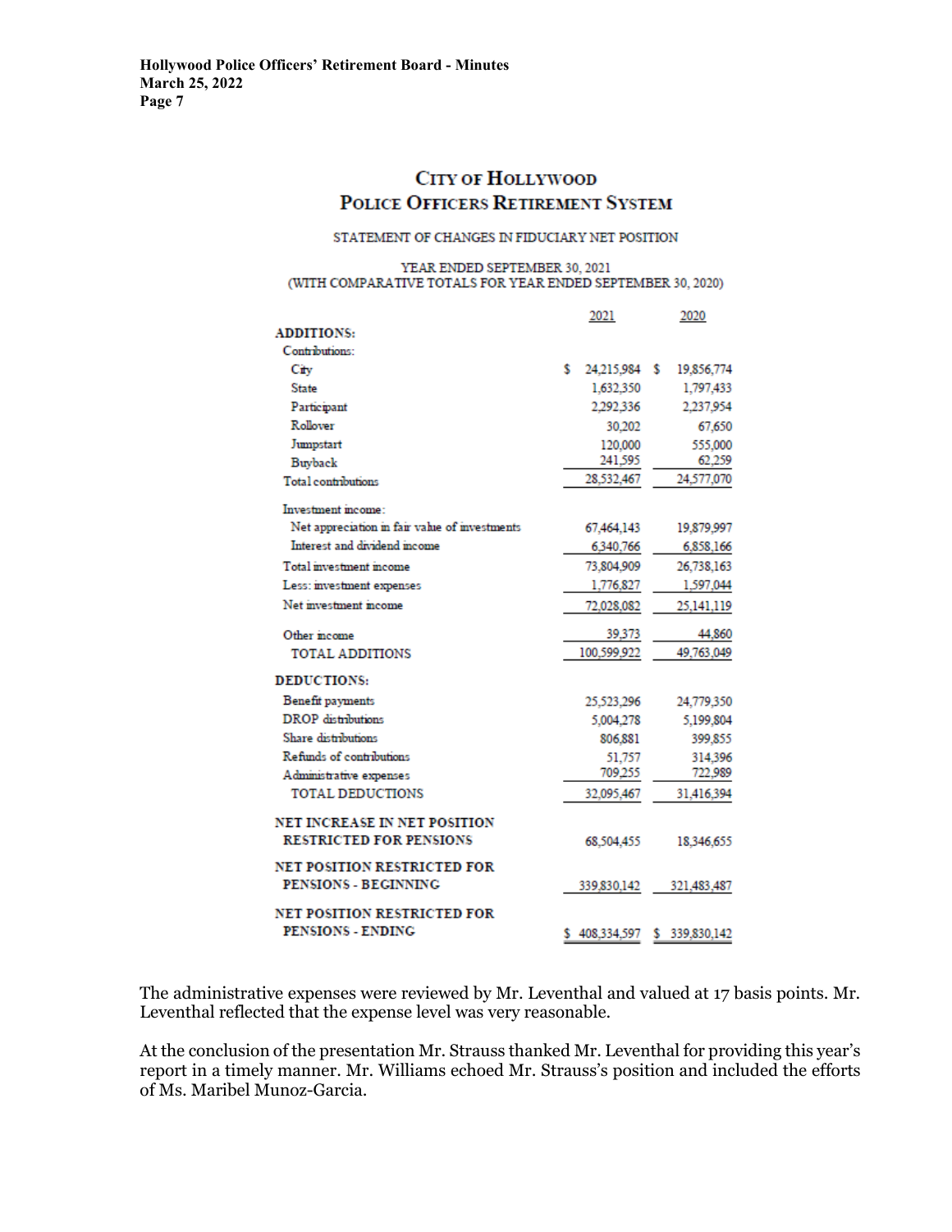# City of Hollywood
# Police Officers Retirement System

STATEMENT OF CHANGES IN FIDUCIARY NET POSITION

YEAR ENDED SEPTEMBER 30, 2021
(WITH COMPARATIVE TOTALS FOR YEAR ENDED SEPTEMBER 30, 2020)

| | 2021 | 2020 |
|---|---|---|
| **ADDITIONS:** | | |
| Contributions: | | |
| City | $ 24,215,984 | $ 19,856,774 |
| State | 1,632,350 | 1,797,433 |
| Participant | 2,292,336 | 2,237,954 |
| Rollover | 30,202 | 67,650 |
| Jumpstart | 120,000 | 555,000 |
| Buyback | 241,595 | 62,259 |
| Total contributions | 28,532,467 | 24,577,070 |
| Investment income: | | |
| Net appreciation in fair value of investments | 67,464,143 | 19,879,997 |
| Interest and dividend income | 6,340,766 | 6,858,166 |
| Total investment income | 73,804,909 | 26,738,163 |
| Less: investment expenses | 1,776,827 | 1,597,044 |
| Net investment income | 72,028,082 | 25,141,119 |
| Other income | 39,373 | 44,860 |
| TOTAL ADDITIONS | 100,599,922 | 49,763,049 |
| **DEDUCTIONS:** | | |
| Benefit payments | 25,523,296 | 24,779,350 |
| DROP distributions | 5,004,278 | 5,199,804 |
| Share distributions | 806,881 | 399,855 |
| Refunds of contributions | 51,757 | 314,396 |
| Administrative expenses | 709,255 | 722,989 |
| TOTAL DEDUCTIONS | 32,095,467 | 31,416,394 |
| **NET INCREASE IN NET POSITION RESTRICTED FOR PENSIONS** | 68,504,455 | 18,346,655 |
| **NET POSITION RESTRICTED FOR PENSIONS - BEGINNING** | 339,830,142 | 321,483,487 |
| **NET POSITION RESTRICTED FOR PENSIONS - ENDING** | $ 408,334,597 | $ 339,830,142 |

The administrative expenses were reviewed by Mr. Leventhal and valued at 17 basis points. Mr. Leventhal reflected that the expense level was very reasonable.

At the conclusion of the presentation Mr. Strauss thanked Mr. Leventhal for providing this year's report in a timely manner. Mr. Williams echoed Mr. Strauss's position and included the efforts of Ms. Maribel Munoz-Garcia.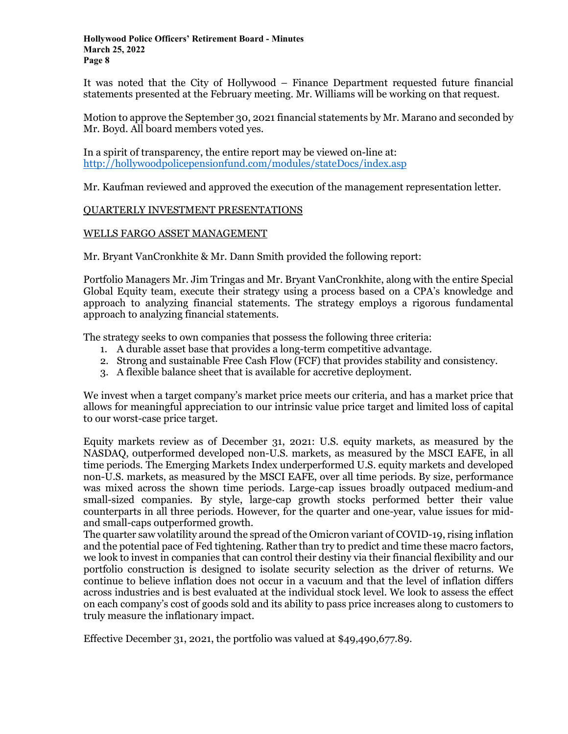It was noted that the City of Hollywood – Finance Department requested future financial statements presented at the February meeting. Mr. Williams will be working on that request.

Motion to approve the September 30, 2021 financial statements by Mr. Marano and seconded by Mr. Boyd. All board members voted yes.

In a spirit of transparency, the entire report may be viewed on-line at: http://hollywoodpolicepensionfund.com/modules/stateDocs/index.asp

Mr. Kaufman reviewed and approved the execution of the management representation letter.

QUARTERLY INVESTMENT PRESENTATIONS

WELLS FARGO ASSET MANAGEMENT

Mr. Bryant VanCronkhite & Mr. Dann Smith provided the following report:

Portfolio Managers Mr. Jim Tringas and Mr. Bryant VanCronkhite, along with the entire Special Global Equity team, execute their strategy using a process based on a CPA's knowledge and approach to analyzing financial statements. The strategy employs a rigorous fundamental approach to analyzing financial statements.

The strategy seeks to own companies that possess the following three criteria:

1. A durable asset base that provides a long-term competitive advantage.
2. Strong and sustainable Free Cash Flow (FCF) that provides stability and consistency.
3. A flexible balance sheet that is available for accretive deployment.

We invest when a target company's market price meets our criteria, and has a market price that allows for meaningful appreciation to our intrinsic value price target and limited loss of capital to our worst-case price target.

Equity markets review as of December 31, 2021: U.S. equity markets, as measured by the NASDAQ, outperformed developed non-U.S. markets, as measured by the MSCI EAFE, in all time periods. The Emerging Markets Index underperformed U.S. equity markets and developed non-U.S. markets, as measured by the MSCI EAFE, over all time periods. By size, performance was mixed across the shown time periods. Large-cap issues broadly outpaced medium-and small-sized companies. By style, large-cap growth stocks performed better their value counterparts in all three periods. However, for the quarter and one-year, value issues for mid- and small-caps outperformed growth.

The quarter saw volatility around the spread of the Omicron variant of COVID-19, rising inflation and the potential pace of Fed tightening. Rather than try to predict and time these macro factors, we look to invest in companies that can control their destiny via their financial flexibility and our portfolio construction is designed to isolate security selection as the driver of returns. We continue to believe inflation does not occur in a vacuum and that the level of inflation differs across industries and is best evaluated at the individual stock level. We look to assess the effect on each company's cost of goods sold and its ability to pass price increases along to customers to truly measure the inflationary impact.

Effective December 31, 2021, the portfolio was valued at $49,490,677.89.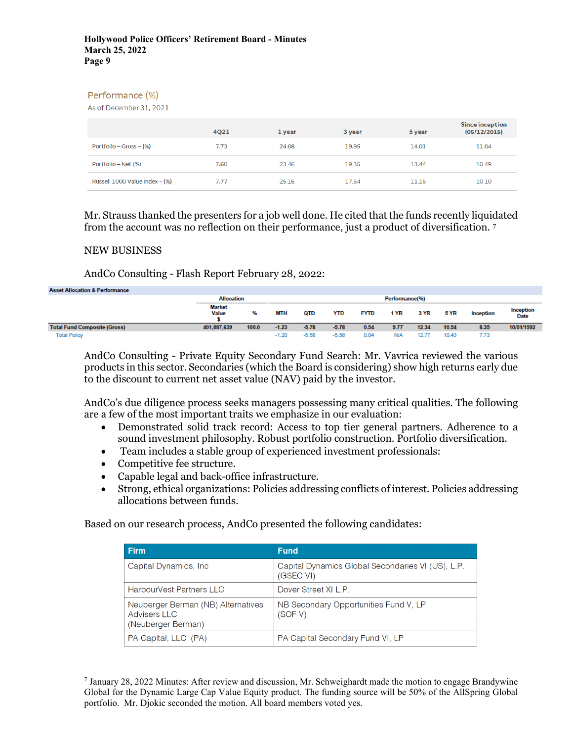Performance (%)

As of December 31, 2021

| | 4Q21 | 1 year | 3 year | 5 year | Since inception (05/12/2015) |
|---|---|---|---|---|---|
| Portfolio – Gross – (%) | 7.73 | 24.08 | 19.95 | 14.01 | 11.04 |
| Portfolio – Net (%) | 7.60 | 23.46 | 19.35 | 13.44 | 10.49 |
| Russell 1000 Value Index – (%) | 7.77 | 25.16 | 17.64 | 11.16 | 10.10 |

Mr. Strauss thanked the presenters for a job well done. He cited that the funds recently liquidated from the account was no reflection on their performance, just a product of diversification. [7]

## NEW BUSINESS

AndCo Consulting - Flash Report February 28, 2022:

| Asset Allocation & Performance | Allocation | | Performance(%) | | | | | | | | | |
|---|---|---|---|---|---|---|---|---|---|---|---|---|
| | Market Value $ | % | MTH | QTD | YTD | FYTD | 1 YR | 3 YR | 5 YR | Inception | Inception Date |
| Total Fund Composite (Gross) | 401,887,639 | 100.0 | -1.23 | -5.78 | -5.78 | 0.54 | 9.77 | 12.34 | 10.54 | 8.35 | 10/01/1992 |
| Total Policy | | | -1.20 | -5.58 | -5.58 | 0.04 | N/A | 12.77 | 10.43 | 7.73 | |

AndCo Consulting - Private Equity Secondary Fund Search: Mr. Vavrica reviewed the various products in this sector. Secondaries (which the Board is considering) show high returns early due to the discount to current net asset value (NAV) paid by the investor.

AndCo's due diligence process seeks managers possessing many critical qualities. The following are a few of the most important traits we emphasize in our evaluation:

- Demonstrated solid track record: Access to top tier general partners. Adherence to a sound investment philosophy. Robust portfolio construction. Portfolio diversification.
- Team includes a stable group of experienced investment professionals:
- Competitive fee structure.
- Capable legal and back-office infrastructure.
- Strong, ethical organizations: Policies addressing conflicts of interest. Policies addressing allocations between funds.

Based on our research process, AndCo presented the following candidates:

| Firm | Fund |
|---|---|
| Capital Dynamics, Inc | Capital Dynamics Global Secondaries VI (US), L.P. (GSEC VI) |
| HarbourVest Partners LLC | Dover Street XI L.P. |
| Neuberger Berman (NB) Alternatives Advisers LLC (Neuberger Berman) | NB Secondary Opportunities Fund V, LP (SOF V) |
| PA Capital, LLC (PA) | PA Capital Secondary Fund VI, LP |

---

[7] January 28, 2022 Minutes: After review and discussion, Mr. Schweighardt made the motion to engage Brandywine Global for the Dynamic Large Cap Value Equity product. The funding source will be 50% of the AllSpring Global portfolio. Mr. Djokic seconded the motion. All board members voted yes.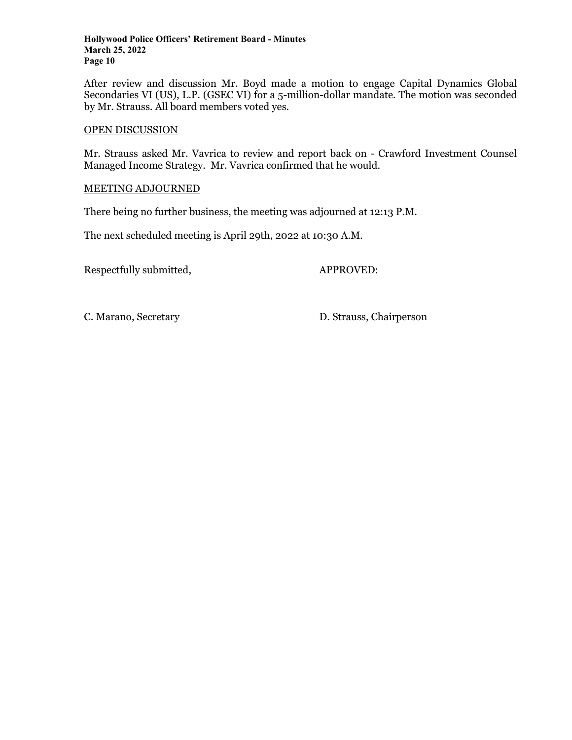After review and discussion Mr. Boyd made a motion to engage Capital Dynamics Global Secondaries VI (US), L.P. (GSEC VI) for a 5-million-dollar mandate. The motion was seconded by Mr. Strauss. All board members voted yes.

## OPEN DISCUSSION

Mr. Strauss asked Mr. Vavrica to review and report back on - Crawford Investment Counsel Managed Income Strategy. Mr. Vavrica confirmed that he would.

## MEETING ADJOURNED

There being no further business, the meeting was adjourned at 12:13 P.M.

The next scheduled meeting is April 29th, 2022 at 10:30 A.M.

Respectfully submitted,

C. Marano, Secretary

APPROVED:

D. Strauss, Chairperson